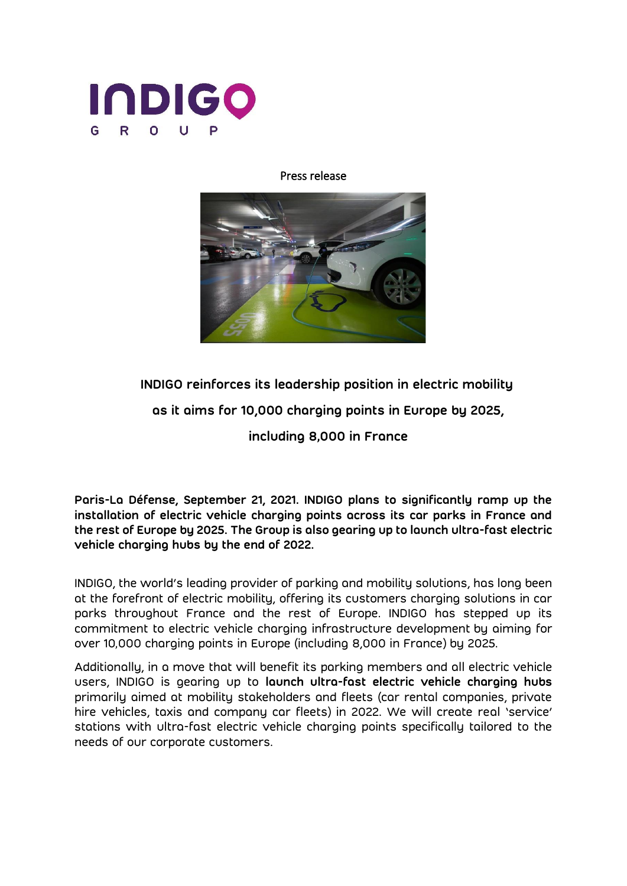INDIGO GROUP

Press release

# INDIGO reinforces its leadership position in electric mobility as it aims for 10,000 charging points in Europe by 2025, including 8,000 in France

**Paris-La Défense, September 21, 2021. INDIGO plans to significantly ramp up the installation of electric vehicle charging points across its car parks in France and the rest of Europe by 2025. The Group is also gearing up to launch ultra-fast electric vehicle charging hubs by the end of 2022.**

INDIGO, the world's leading provider of parking and mobility solutions, has long been at the forefront of electric mobility, offering its customers charging solutions in car parks throughout France and the rest of Europe. INDIGO has stepped up its commitment to electric vehicle charging infrastructure development by aiming for over 10,000 charging points in Europe (including 8,000 in France) by 2025.

Additionally, in a move that will benefit its parking members and all electric vehicle users, INDIGO is gearing up to **launch ultra-fast electric vehicle charging hubs** primarily aimed at mobility stakeholders and fleets (car rental companies, private hire vehicles, taxis and company car fleets) in 2022. We will create real 'service' stations with ultra-fast electric vehicle charging points specifically tailored to the needs of our corporate customers.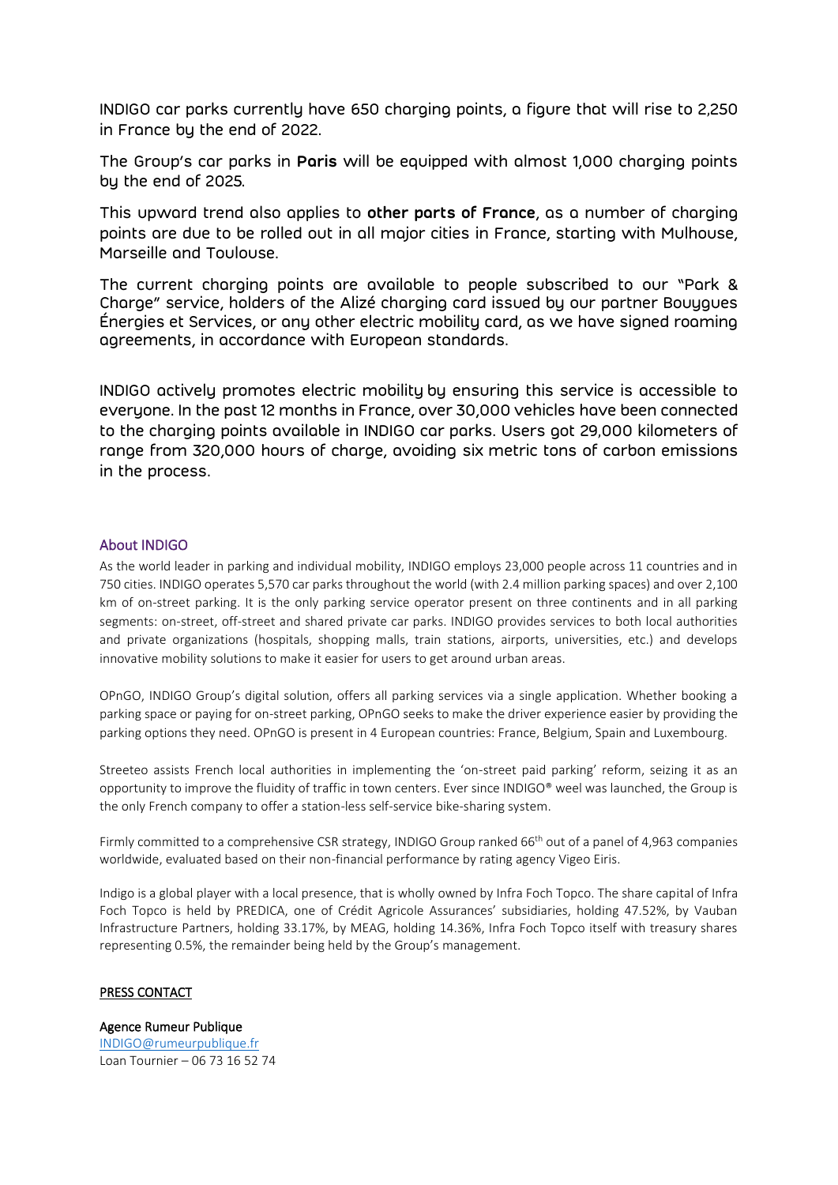INDIGO car parks currently have 650 charging points, a figure that will rise to 2,250 in France by the end of 2022.

The Group's car parks in **Paris** will be equipped with almost 1,000 charging points by the end of 2025.

This upward trend also applies to **other parts of France**, as a number of charging points are due to be rolled out in all major cities in France, starting with Mulhouse, Marseille and Toulouse.

The current charging points are available to people subscribed to our "Park & Charge" service, holders of the Alizé charging card issued by our partner Bouygues Énergies et Services, or any other electric mobility card, as we have signed roaming agreements, in accordance with European standards.

INDIGO actively promotes electric mobility by ensuring this service is accessible to everyone. In the past 12 months in France, over 30,000 vehicles have been connected to the charging points available in INDIGO car parks. Users got 29,000 kilometers of range from 320,000 hours of charge, avoiding six metric tons of carbon emissions in the process.

## About INDIGO

As the world leader in parking and individual mobility, INDIGO employs 23,000 people across 11 countries and in 750 cities. INDIGO operates 5,570 car parks throughout the world (with 2.4 million parking spaces) and over 2,100 km of on-street parking. It is the only parking service operator present on three continents and in all parking segments: on-street, off-street and shared private car parks. INDIGO provides services to both local authorities and private organizations (hospitals, shopping malls, train stations, airports, universities, etc.) and develops innovative mobility solutions to make it easier for users to get around urban areas.

OPnGO, INDIGO Group's digital solution, offers all parking services via a single application. Whether booking a parking space or paying for on-street parking, OPnGO seeks to make the driver experience easier by providing the parking options they need. OPnGO is present in 4 European countries: France, Belgium, Spain and Luxembourg.

Streeteo assists French local authorities in implementing the 'on-street paid parking' reform, seizing it as an opportunity to improve the fluidity of traffic in town centers. Ever since INDIGO® weel was launched, the Group is the only French company to offer a station-less self-service bike-sharing system.

Firmly committed to a comprehensive CSR strategy, INDIGO Group ranked 66th out of a panel of 4,963 companies worldwide, evaluated based on their non-financial performance by rating agency Vigeo Eiris.

Indigo is a global player with a local presence, that is wholly owned by Infra Foch Topco. The share capital of Infra Foch Topco is held by PREDICA, one of Crédit Agricole Assurances' subsidiaries, holding 47.52%, by Vauban Infrastructure Partners, holding 33.17%, by MEAG, holding 14.36%, Infra Foch Topco itself with treasury shares representing 0.5%, the remainder being held by the Group's management.

## PRESS CONTACT

**Agence Rumeur Publique**
INDIGO@rumeurpublique.fr
Loan Tournier – 06 73 16 52 74